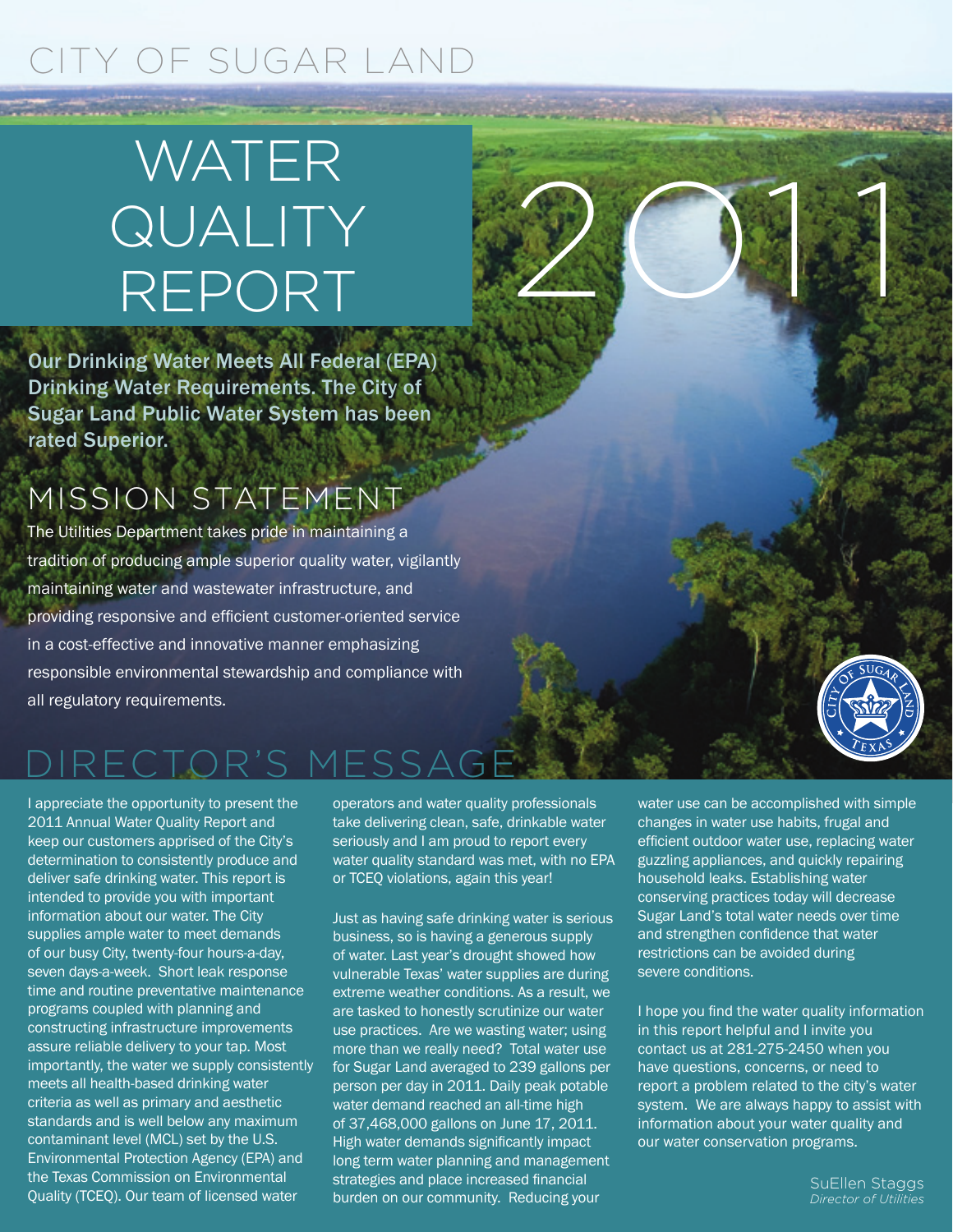CITY OF SUGAR LAND

# WATER QUALITY REPORT

2011

**Our Drinking Water Meets All Federal (EPA) Drinking Water Requirements. The City of Sugar Land Public Water System has been rated Superior.**

## MISSION STATEMENT

The Utilities Department takes pride in maintaining a tradition of producing ample superior quality water, vigilantly maintaining water and wastewater infrastructure, and providing responsive and efficient customer-oriented service in a cost-effective and innovative manner emphasizing responsible environmental stewardship and compliance with all regulatory requirements.

## DIRECTOR'S MESSAGE

I appreciate the opportunity to present the 2011 Annual Water Quality Report and keep our customers apprised of the City's determination to consistently produce and deliver safe drinking water. This report is intended to provide you with important information about our water. The City supplies ample water to meet demands of our busy City, twenty-four hours-a-day, seven days-a-week. Short leak response time and routine preventative maintenance programs coupled with planning and constructing infrastructure improvements assure reliable delivery to your tap. Most importantly, the water we supply consistently meets all health-based drinking water criteria as well as primary and aesthetic standards and is well below any maximum contaminant level (MCL) set by the U.S. Environmental Protection Agency (EPA) and the Texas Commission on Environmental Quality (TCEQ). Our team of licensed water operators and water quality professionals take delivering clean, safe, drinkable water seriously and I am proud to report every water quality standard was met, with no EPA or TCEQ violations, again this year!

Just as having safe drinking water is serious business, so is having a generous supply of water. Last year's drought showed how vulnerable Texas' water supplies are during extreme weather conditions. As a result, we are tasked to honestly scrutinize our water use practices. Are we wasting water; using more than we really need? Total water use for Sugar Land averaged to 239 gallons per person per day in 2011. Daily peak potable water demand reached an all-time high of 37,468,000 gallons on June 17, 2011. High water demands significantly impact long term water planning and management strategies and place increased financial burden on our community. Reducing your water use can be accomplished with simple changes in water use habits, frugal and efficient outdoor water use, replacing water guzzling appliances, and quickly repairing household leaks. Establishing water conserving practices today will decrease Sugar Land's total water needs over time and strengthen confidence that water restrictions can be avoided during severe conditions.

I hope you find the water quality information in this report helpful and I invite you contact us at 281-275-2450 when you have questions, concerns, or need to report a problem related to the city's water system. We are always happy to assist with information about your water quality and our water conservation programs.

SuEllen Staggs
*Director of Utilities*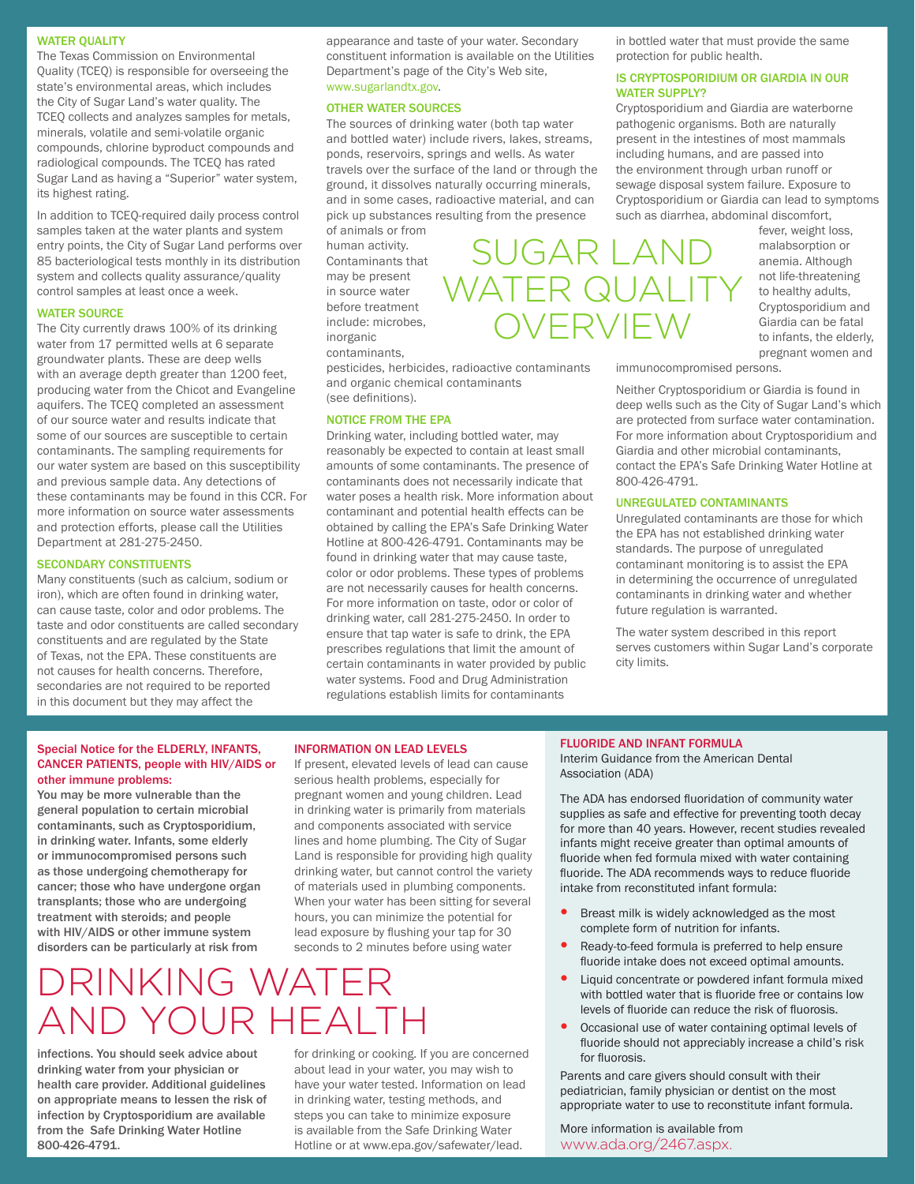# SUGAR LAND WATER QUALITY OVERVIEW

## WATER QUALITY

The Texas Commission on Environmental Quality (TCEQ) is responsible for overseeing the state's environmental areas, which includes the City of Sugar Land's water quality. The TCEQ collects and analyzes samples for metals, minerals, volatile and semi-volatile organic compounds, chlorine byproduct compounds and radiological compounds. The TCEQ has rated Sugar Land as having a "Superior" water system, its highest rating.

In addition to TCEQ-required daily process control samples taken at the water plants and system entry points, the City of Sugar Land performs over 85 bacteriological tests monthly in its distribution system and collects quality assurance/quality control samples at least once a week.

## WATER SOURCE

The City currently draws 100% of its drinking water from 17 permitted wells at 6 separate groundwater plants. These are deep wells with an average depth greater than 1200 feet, producing water from the Chicot and Evangeline aquifers. The TCEQ completed an assessment of our source water and results indicate that some of our sources are susceptible to certain contaminants. The sampling requirements for our water system are based on this susceptibility and previous sample data. Any detections of these contaminants may be found in this CCR. For more information on source water assessments and protection efforts, please call the Utilities Department at 281-275-2450.

## SECONDARY CONSTITUENTS

Many constituents (such as calcium, sodium or iron), which are often found in drinking water, can cause taste, color and odor problems. The taste and odor constituents are called secondary constituents and are regulated by the State of Texas, not the EPA. These constituents are not causes for health concerns. Therefore, secondaries are not required to be reported in this document but they may affect the appearance and taste of your water. Secondary constituent information is available on the Utilities Department's page of the City's Web site, www.sugarlandtx.gov.

## OTHER WATER SOURCES

The sources of drinking water (both tap water and bottled water) include rivers, lakes, streams, ponds, reservoirs, springs and wells. As water travels over the surface of the land or through the ground, it dissolves naturally occurring minerals, and in some cases, radioactive material, and can pick up substances resulting from the presence of animals or from human activity. Contaminants that may be present in source water before treatment include: microbes, inorganic contaminants, pesticides, herbicides, radioactive contaminants and organic chemical contaminants (see definitions).

## NOTICE FROM THE EPA

Drinking water, including bottled water, may reasonably be expected to contain at least small amounts of some contaminants. The presence of contaminants does not necessarily indicate that water poses a health risk. More information about contaminant and potential health effects can be obtained by calling the EPA's Safe Drinking Water Hotline at 800-426-4791. Contaminants may be found in drinking water that may cause taste, color or odor problems. These types of problems are not necessarily causes for health concerns. For more information on taste, odor or color of drinking water, call 281-275-2450. In order to ensure that tap water is safe to drink, the EPA prescribes regulations that limit the amount of certain contaminants in water provided by public water systems. Food and Drug Administration regulations establish limits for contaminants in bottled water that must provide the same protection for public health.

## IS CRYPTOSPORIDIUM OR GIARDIA IN OUR WATER SUPPLY?

Cryptosporidium and Giardia are waterborne pathogenic organisms. Both are naturally present in the intestines of most mammals including humans, and are passed into the environment through urban runoff or sewage disposal system failure. Exposure to Cryptosporidium or Giardia can lead to symptoms such as diarrhea, abdominal discomfort, fever, weight loss, malabsorption or anemia. Although not life-threatening to healthy adults, Cryptosporidium and Giardia can be fatal to infants, the elderly, pregnant women and immunocompromised persons.

Neither Cryptosporidium or Giardia is found in deep wells such as the City of Sugar Land's which are protected from surface water contamination. For more information about Cryptosporidium and Giardia and other microbial contaminants, contact the EPA's Safe Drinking Water Hotline at 800-426-4791.

## UNREGULATED CONTAMINANTS

Unregulated contaminants are those for which the EPA has not established drinking water standards. The purpose of unregulated contaminant monitoring is to assist the EPA in determining the occurrence of unregulated contaminants in drinking water and whether future regulation is warranted.

The water system described in this report serves customers within Sugar Land's corporate city limits.

# DRINKING WATER AND YOUR HEALTH

## Special Notice for the ELDERLY, INFANTS, CANCER PATIENTS, people with HIV/AIDS or other immune problems:

**You may be more vulnerable than the general population to certain microbial contaminants, such as Cryptosporidium, in drinking water. Infants, some elderly or immunocompromised persons such as those undergoing chemotherapy for cancer; those who have undergone organ transplants; those who are undergoing treatment with steroids; and people with HIV/AIDS or other immune system disorders can be particularly at risk from infections. You should seek advice about drinking water from your physician or health care provider. Additional guidelines on appropriate means to lessen the risk of infection by Cryptosporidium are available from the Safe Drinking Water Hotline 800-426-4791.**

## INFORMATION ON LEAD LEVELS

If present, elevated levels of lead can cause serious health problems, especially for pregnant women and young children. Lead in drinking water is primarily from materials and components associated with service lines and home plumbing. The City of Sugar Land is responsible for providing high quality drinking water, but cannot control the variety of materials used in plumbing components. When your water has been sitting for several hours, you can minimize the potential for lead exposure by flushing your tap for 30 seconds to 2 minutes before using water for drinking or cooking. If you are concerned about lead in your water, you may wish to have your water tested. Information on lead in drinking water, testing methods, and steps you can take to minimize exposure is available from the Safe Drinking Water Hotline or at www.epa.gov/safewater/lead.

## FLUORIDE AND INFANT FORMULA

Interim Guidance from the American Dental Association (ADA)

The ADA has endorsed fluoridation of community water supplies as safe and effective for preventing tooth decay for more than 40 years. However, recent studies revealed infants might receive greater than optimal amounts of fluoride when fed formula mixed with water containing fluoride. The ADA recommends ways to reduce fluoride intake from reconstituted infant formula:

- Breast milk is widely acknowledged as the most complete form of nutrition for infants.
- Ready-to-feed formula is preferred to help ensure fluoride intake does not exceed optimal amounts.
- Liquid concentrate or powdered infant formula mixed with bottled water that is fluoride free or contains low levels of fluoride can reduce the risk of fluorosis.
- Occasional use of water containing optimal levels of fluoride should not appreciably increase a child's risk for fluorosis.

Parents and care givers should consult with their pediatrician, family physician or dentist on the most appropriate water to use to reconstitute infant formula.

More information is available from www.ada.org/2467.aspx.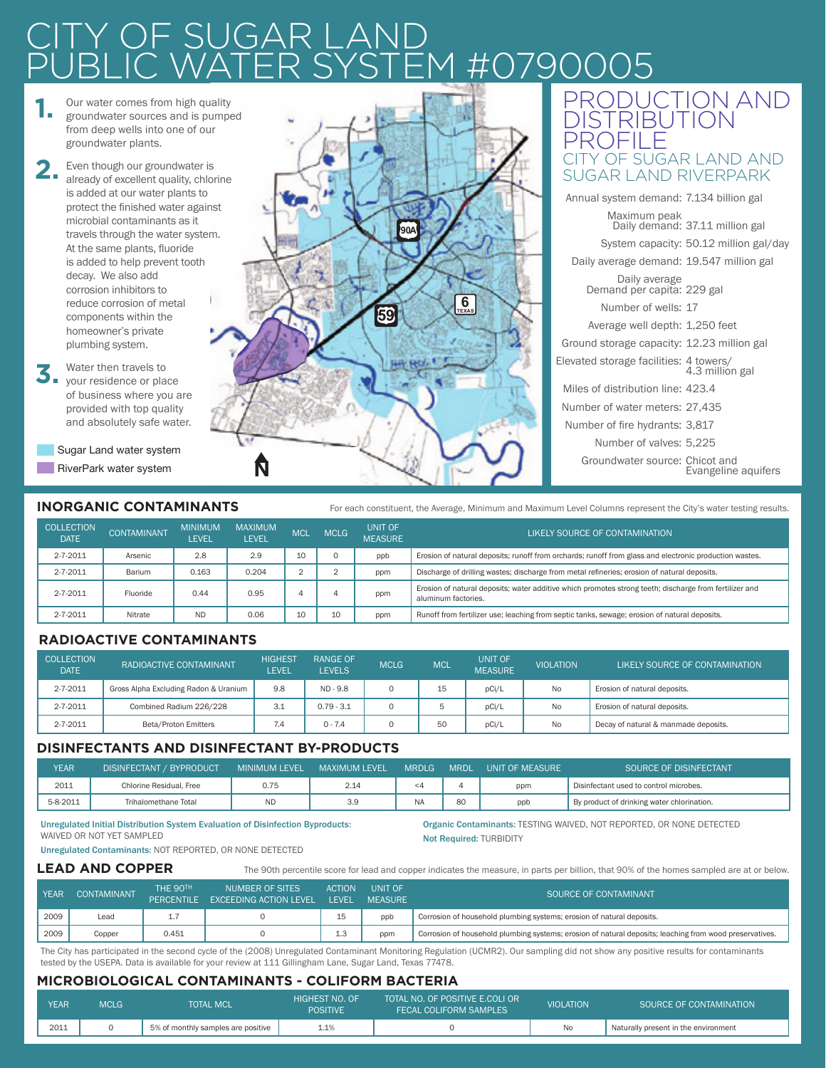# CITY OF SUGAR LAND PUBLIC WATER SYSTEM #0790005

1. Our water comes from high quality groundwater sources and is pumped from deep wells into one of our groundwater plants.

2. Even though our groundwater is already of excellent quality, chlorine is added at our water plants to protect the finished water against microbial contaminants as it travels through the water system. At the same plants, fluoride is added to help prevent tooth decay. We also add corrosion inhibitors to reduce corrosion of metal components within the homeowner's private plumbing system.

3. Water then travels to your residence or place of business where you are provided with top quality and absolutely safe water.

Sugar Land water system

RiverPark water system

## PRODUCTION AND DISTRIBUTION PROFILE

### CITY OF SUGAR LAND AND SUGAR LAND RIVERPARK

| | |
|---|---|
| Annual system demand: | 7.134 billion gal |
| Maximum peak Daily demand: | 37.11 million gal |
| System capacity: | 50.12 million gal/day |
| Daily average demand: | 19.547 million gal |
| Daily average Demand per capita: | 229 gal |
| Number of wells: | 17 |
| Average well depth: | 1,250 feet |
| Ground storage capacity: | 12.23 million gal |
| Elevated storage facilities: | 4 towers/ 4.3 million gal |
| Miles of distribution line: | 423.4 |
| Number of water meters: | 27,435 |
| Number of fire hydrants: | 3,817 |
| Number of valves: | 5,225 |
| Groundwater source: | Chicot and Evangeline aquifers |

## INORGANIC CONTAMINANTS

For each constituent, the Average, Minimum and Maximum Level Columns represent the City's water testing results.

| COLLECTION DATE | CONTAMINANT | MINIMUM LEVEL | MAXIMUM LEVEL | MCL | MCLG | UNIT OF MEASURE | LIKELY SOURCE OF CONTAMINATION |
|---|---|---|---|---|---|---|---|
| 2-7-2011 | Arsenic | 2.8 | 2.9 | 10 | 0 | ppb | Erosion of natural deposits; runoff from orchards; runoff from glass and electronic production wastes. |
| 2-7-2011 | Barium | 0.163 | 0.204 | 2 | 2 | ppm | Discharge of drilling wastes; discharge from metal refineries; erosion of natural deposits. |
| 2-7-2011 | Fluoride | 0.44 | 0.95 | 4 | 4 | ppm | Erosion of natural deposits; water additive which promotes strong teeth; discharge from fertilizer and aluminum factories. |
| 2-7-2011 | Nitrate | ND | 0.06 | 10 | 10 | ppm | Runoff from fertilizer use; leaching from septic tanks, sewage; erosion of natural deposits. |

## RADIOACTIVE CONTAMINANTS

| COLLECTION DATE | RADIOACTIVE CONTAMINANT | HIGHEST LEVEL | RANGE OF LEVELS | MCLG | MCL | UNIT OF MEASURE | VIOLATION | LIKELY SOURCE OF CONTAMINATION |
|---|---|---|---|---|---|---|---|---|
| 2-7-2011 | Gross Alpha Excluding Radon & Uranium | 9.8 | ND - 9.8 | 0 | 15 | pCi/L | No | Erosion of natural deposits. |
| 2-7-2011 | Combined Radium 226/228 | 3.1 | 0.79 - 3.1 | 0 | 5 | pCi/L | No | Erosion of natural deposits. |
| 2-7-2011 | Beta/Proton Emitters | 7.4 | 0 - 7.4 | 0 | 50 | pCi/L | No | Decay of natural & manmade deposits. |

## DISINFECTANTS AND DISINFECTANT BY-PRODUCTS

| YEAR | DISINFECTANT / BYPRODUCT | MINIMUM LEVEL | MAXIMUM LEVEL | MRDLG | MRDL | UNIT OF MEASURE | SOURCE OF DISINFECTANT |
|---|---|---|---|---|---|---|---|
| 2011 | Chlorine Residual, Free | 0.75 | 2.14 | <4 | 4 | ppm | Disinfectant used to control microbes. |
| 5-8-2011 | Trihalomethane Total | ND | 3.9 | NA | 80 | ppb | By product of drinking water chlorination. |

**Unregulated Initial Distribution System Evaluation of Disinfection Byproducts:** WAIVED OR NOT YET SAMPLED

**Unregulated Contaminants:** NOT REPORTED, OR NONE DETECTED

**Organic Contaminants:** TESTING WAIVED, NOT REPORTED, OR NONE DETECTED

**Not Required:** TURBIDITY

## LEAD AND COPPER

The 90th percentile score for lead and copper indicates the measure, in parts per billion, that 90% of the homes sampled are at or below.

| YEAR | CONTAMINANT | THE 90TH PERCENTILE | NUMBER OF SITES EXCEEDING ACTION LEVEL | ACTION LEVEL | UNIT OF MEASURE | SOURCE OF CONTAMINANT |
|---|---|---|---|---|---|---|
| 2009 | Lead | 1.7 | 0 | 15 | ppb | Corrosion of household plumbing systems; erosion of natural deposits. |
| 2009 | Copper | 0.451 | 0 | 1.3 | ppm | Corrosion of household plumbing systems; erosion of natural deposits; leaching from wood preservatives. |

The City has participated in the second cycle of the (2008) Unregulated Contaminant Monitoring Regulation (UCMR2). Our sampling did not show any positive results for contaminants tested by the USEPA. Data is available for your review at 111 Gillingham Lane, Sugar Land, Texas 77478.

## MICROBIOLOGICAL CONTAMINANTS - COLIFORM BACTERIA

| YEAR | MCLG | TOTAL MCL | HIGHEST NO. OF POSITIVE | TOTAL NO. OF POSITIVE E.COLI OR FECAL COLIFORM SAMPLES | VIOLATION | SOURCE OF CONTAMINATION |
|---|---|---|---|---|---|---|
| 2011 | 0 | 5% of monthly samples are positive | 1.1% | 0 | No | Naturally present in the environment |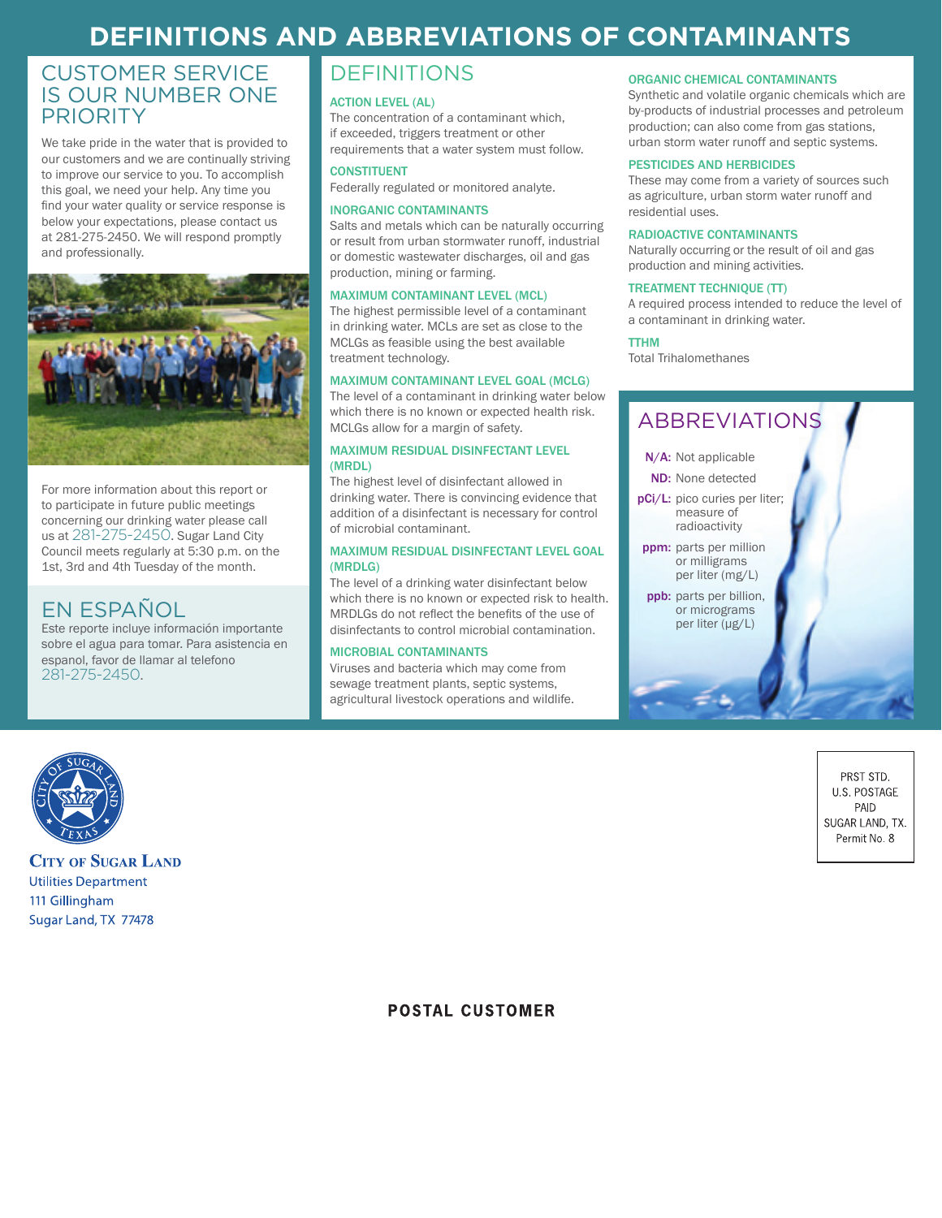# DEFINITIONS AND ABBREVIATIONS OF CONTAMINANTS

## CUSTOMER SERVICE IS OUR NUMBER ONE PRIORITY

We take pride in the water that is provided to our customers and we are continually striving to improve our service to you. To accomplish this goal, we need your help. Any time you find your water quality or service response is below your expectations, please contact us at 281-275-2450. We will respond promptly and professionally.

For more information about this report or to participate in future public meetings concerning our drinking water please call us at 281-275-2450. Sugar Land City Council meets regularly at 5:30 p.m. on the 1st, 3rd and 4th Tuesday of the month.

## EN ESPAÑOL

Este reporte incluye información importante sobre el agua para tomar. Para asistencia en espanol, favor de llamar al telefono 281-275-2450.

## DEFINITIONS

**ACTION LEVEL (AL)**
The concentration of a contaminant which, if exceeded, triggers treatment or other requirements that a water system must follow.

**CONSTITUENT**
Federally regulated or monitored analyte.

**INORGANIC CONTAMINANTS**
Salts and metals which can be naturally occurring or result from urban stormwater runoff, industrial or domestic wastewater discharges, oil and gas production, mining or farming.

**MAXIMUM CONTAMINANT LEVEL (MCL)**
The highest permissible level of a contaminant in drinking water. MCLs are set as close to the MCLGs as feasible using the best available treatment technology.

**MAXIMUM CONTAMINANT LEVEL GOAL (MCLG)**
The level of a contaminant in drinking water below which there is no known or expected health risk. MCLGs allow for a margin of safety.

**MAXIMUM RESIDUAL DISINFECTANT LEVEL (MRDL)**
The highest level of disinfectant allowed in drinking water. There is convincing evidence that addition of a disinfectant is necessary for control of microbial contaminant.

**MAXIMUM RESIDUAL DISINFECTANT LEVEL GOAL (MRDLG)**
The level of a drinking water disinfectant below which there is no known or expected risk to health. MRDLGs do not reflect the benefits of the use of disinfectants to control microbial contamination.

**MICROBIAL CONTAMINANTS**
Viruses and bacteria which may come from sewage treatment plants, septic systems, agricultural livestock operations and wildlife.

**ORGANIC CHEMICAL CONTAMINANTS**
Synthetic and volatile organic chemicals which are by-products of industrial processes and petroleum production; can also come from gas stations, urban storm water runoff and septic systems.

**PESTICIDES AND HERBICIDES**
These may come from a variety of sources such as agriculture, urban storm water runoff and residential uses.

**RADIOACTIVE CONTAMINANTS**
Naturally occurring or the result of oil and gas production and mining activities.

**TREATMENT TECHNIQUE (TT)**
A required process intended to reduce the level of a contaminant in drinking water.

**TTHM**
Total Trihalomethanes

## ABBREVIATIONS

**N/A:** Not applicable

**ND:** None detected

**pCi/L:** pico curies per liter; measure of radioactivity

**ppm:** parts per million or milligrams per liter (mg/L)

**ppb:** parts per billion, or micrograms per liter (µg/L)

**City of Sugar Land**
Utilities Department
111 Gillingham
Sugar Land, TX 77478

PRST STD.
U.S. POSTAGE
PAID
SUGAR LAND, TX.
Permit No. 8

**POSTAL CUSTOMER**